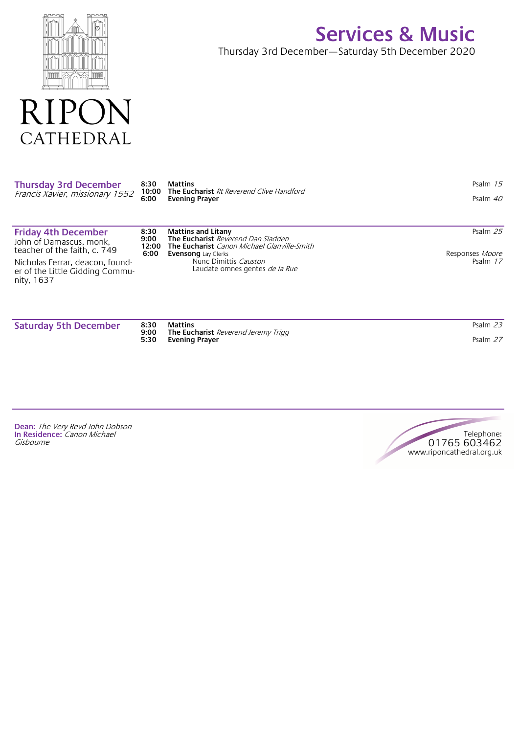RIPON CATHEDRAL

# Services & Music

Thursday 3rd December—Saturday 5th December 2020

## Thursday 3rd December

*Francis Xavier, missionary 1552*

| | | |
|---|---|---|
| 8:30 | **Mattins** | Psalm *15* |
| 10:00 | **The Eucharist** *Rt Reverend Clive Handford* | |
| 6:00 | **Evening Prayer** | Psalm *40* |

## Friday 4th December

John of Damascus, monk, teacher of the faith, c. 749

Nicholas Ferrar, deacon, founder of the Little Gidding Community, 1637

| | | |
|---|---|---|
| 8:30 | **Mattins and Litany** | Psalm *25* |
| 9:00 | **The Eucharist** *Reverend Dan Sladden* | |
| 12:00 | **The Eucharist** *Canon Michael Glanville-Smith* | |
| 6:00 | **Evensong** Lay Clerks | Responses *Moore* |
| | Nunc Dimittis *Causton* | Psalm *17* |
| | Laudate omnes gentes *de la Rue* | |

## Saturday 5th December

| | | |
|---|---|---|
| 8:30 | **Mattins** | Psalm *23* |
| 9:00 | **The Eucharist** *Reverend Jeremy Trigg* | |
| 5:30 | **Evening Prayer** | Psalm *27* |

**Dean:** *The Very Revd John Dobson*
**In Residence:** *Canon Michael Gisbourne*

Telephone:
01765 603462
www.riponcathedral.org.uk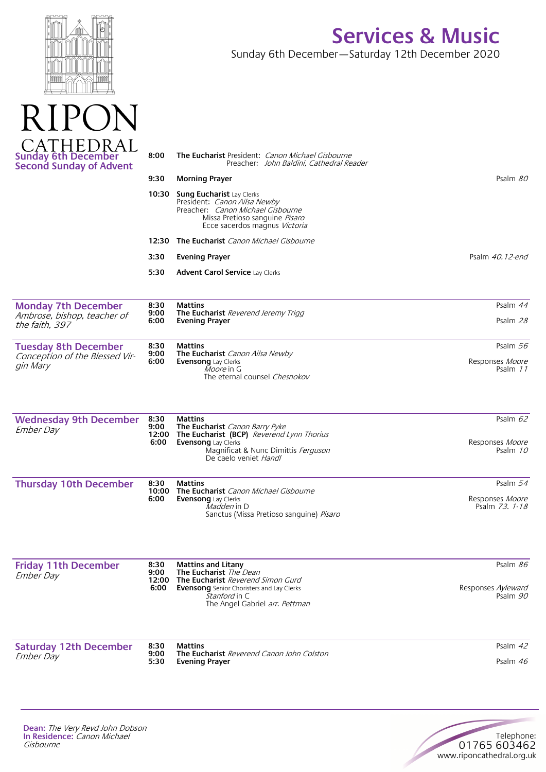# Services & Music

Sunday 6th December—Saturday 12th December 2020

RIPON CATHEDRAL

## Sunday 6th December
**Second Sunday of Advent**

**8:00** **The Eucharist** President: *Canon Michael Gisbourne*
Preacher: *John Baldini, Cathedral Reader*

**9:30** **Morning Prayer** — Psalm *80*

**10:30** **Sung Eucharist** Lay Clerks
President: *Canon Ailsa Newby*
Preacher: *Canon Michael Gisbourne*
Missa Pretioso sanguine *Pisaro*
Ecce sacerdos magnus *Victoria*

**12:30** **The Eucharist** *Canon Michael Gisbourne*

**3:30** **Evening Prayer** — Psalm *40.12-end*

**5:30** **Advent Carol Service** Lay Clerks

## Monday 7th December
*Ambrose, bishop, teacher of the faith, 397*

**8:30** **Mattins** — Psalm *44*
**9:00** **The Eucharist** *Reverend Jeremy Trigg*
**6:00** **Evening Prayer** — Psalm *28*

## Tuesday 8th December
*Conception of the Blessed Virgin Mary*

**8:30** **Mattins** — Psalm *56*
**9:00** **The Eucharist** *Canon Ailsa Newby*
**6:00** **Evensong** Lay Clerks — Responses *Moore*, Psalm *11*
*Moore* in G
The eternal counsel *Chesnokov*

## Wednesday 9th December
*Ember Day*

**8:30** **Mattins** — Psalm *62*
**9:00** **The Eucharist** *Canon Barry Pyke*
**12:00** **The Eucharist (BCP)** *Reverend Lynn Thorius*
**6:00** **Evensong** Lay Clerks — Responses *Moore*, Psalm *10*
Magnificat & Nunc Dimittis *Ferguson*
De caelo veniet *Handl*

## Thursday 10th December

**8:30** **Mattins** — Psalm *54*
**10:00** **The Eucharist** *Canon Michael Gisbourne*
**6:00** **Evensong** Lay Clerks — Responses *Moore*, Psalm *73. 1-18*
*Madden* in D
Sanctus (Missa Pretioso sanguine) *Pisaro*

## Friday 11th December
*Ember Day*

**8:30** **Mattins and Litany** — Psalm *86*
**9:00** **The Eucharist** *The Dean*
**12:00** **The Eucharist** *Reverend Simon Gurd*
**6:00** **Evensong** Senior Choristers and Lay Clerks — Responses *Ayleward*, Psalm *90*
*Stanford* in C
The Angel Gabriel *arr. Pettman*

## Saturday 12th December
*Ember Day*

**8:30** **Mattins** — Psalm *42*
**9:00** **The Eucharist** *Reverend Canon John Colston*
**5:30** **Evening Prayer** — Psalm *46*

---

**Dean:** *The Very Revd John Dobson*
**In Residence:** *Canon Michael Gisbourne*

Telephone: 01765 603462
www.riponcathedral.org.uk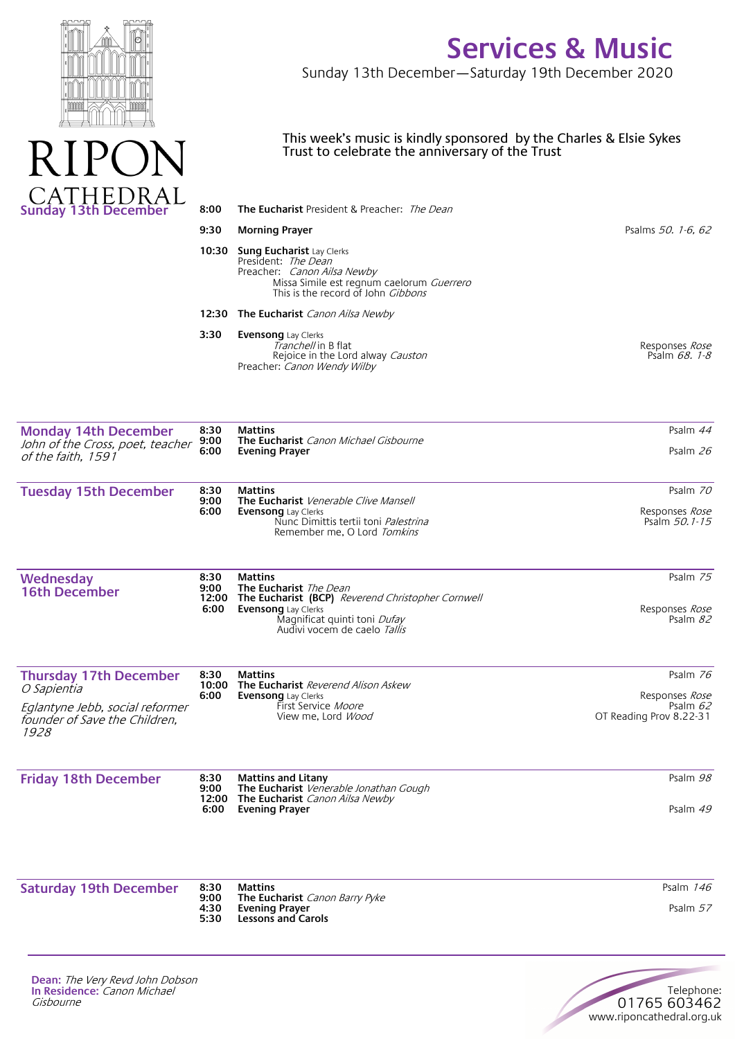RIPON CATHEDRAL

# Services & Music

Sunday 13th December—Saturday 19th December 2020

This week's music is kindly sponsored by the Charles & Elsie Sykes Trust to celebrate the anniversary of the Trust

## Sunday 13th December

**8:00** **The Eucharist** President & Preacher: *The Dean*

**9:30** **Morning Prayer** — Psalms *50. 1-6, 62*

**10:30** **Sung Eucharist** Lay Clerks
President: *The Dean*
Preacher: *Canon Ailsa Newby*
Missa Simile est regnum caelorum *Guerrero*
This is the record of John *Gibbons*

**12:30** **The Eucharist** *Canon Ailsa Newby*

**3:30** **Evensong** Lay Clerks
*Tranchell* in B flat
Rejoice in the Lord alway *Causton*
Preacher: *Canon Wendy Wilby*
Responses *Rose*
Psalm *68. 1-8*

## Monday 14th December

*John of the Cross, poet, teacher of the faith, 1591*

**8:30** **Mattins** — Psalm *44*
**9:00** **The Eucharist** *Canon Michael Gisbourne*
**6:00** **Evening Prayer** — Psalm *26*

## Tuesday 15th December

**8:30** **Mattins** — Psalm *70*
**9:00** **The Eucharist** *Venerable Clive Mansell*
**6:00** **Evensong** Lay Clerks
Nunc Dimittis tertii toni *Palestrina*
Remember me, O Lord *Tomkins*
Responses *Rose*
Psalm *50.1-15*

## Wednesday 16th December

**8:30** **Mattins** — Psalm *75*
**9:00** **The Eucharist** *The Dean*
**12:00** **The Eucharist (BCP)** *Reverend Christopher Cornwell*
**6:00** **Evensong** Lay Clerks
Magnificat quinti toni *Dufay*
Audivi vocem de caelo *Tallis*
Responses *Rose*
Psalm *82*

## Thursday 17th December

*O Sapientia*

*Eglantyne Jebb, social reformer founder of Save the Children, 1928*

**8:30** **Mattins** — Psalm *76*
**10:00** **The Eucharist** *Reverend Alison Askew*
**6:00** **Evensong** Lay Clerks
First Service *Moore*
View me, Lord *Wood*
Responses *Rose*
Psalm *62*
OT Reading Prov 8.22-31

## Friday 18th December

**8:30** **Mattins and Litany** — Psalm *98*
**9:00** **The Eucharist** *Venerable Jonathan Gough*
**12:00** **The Eucharist** *Canon Ailsa Newby*
**6:00** **Evening Prayer** — Psalm *49*

## Saturday 19th December

**8:30** **Mattins** — Psalm *146*
**9:00** **The Eucharist** *Canon Barry Pyke*
**4:30** **Evening Prayer** — Psalm *57*
**5:30** **Lessons and Carols**

---

**Dean:** *The Very Revd John Dobson*
**In Residence:** *Canon Michael Gisbourne*

Telephone:
01765 603462
www.riponcathedral.org.uk